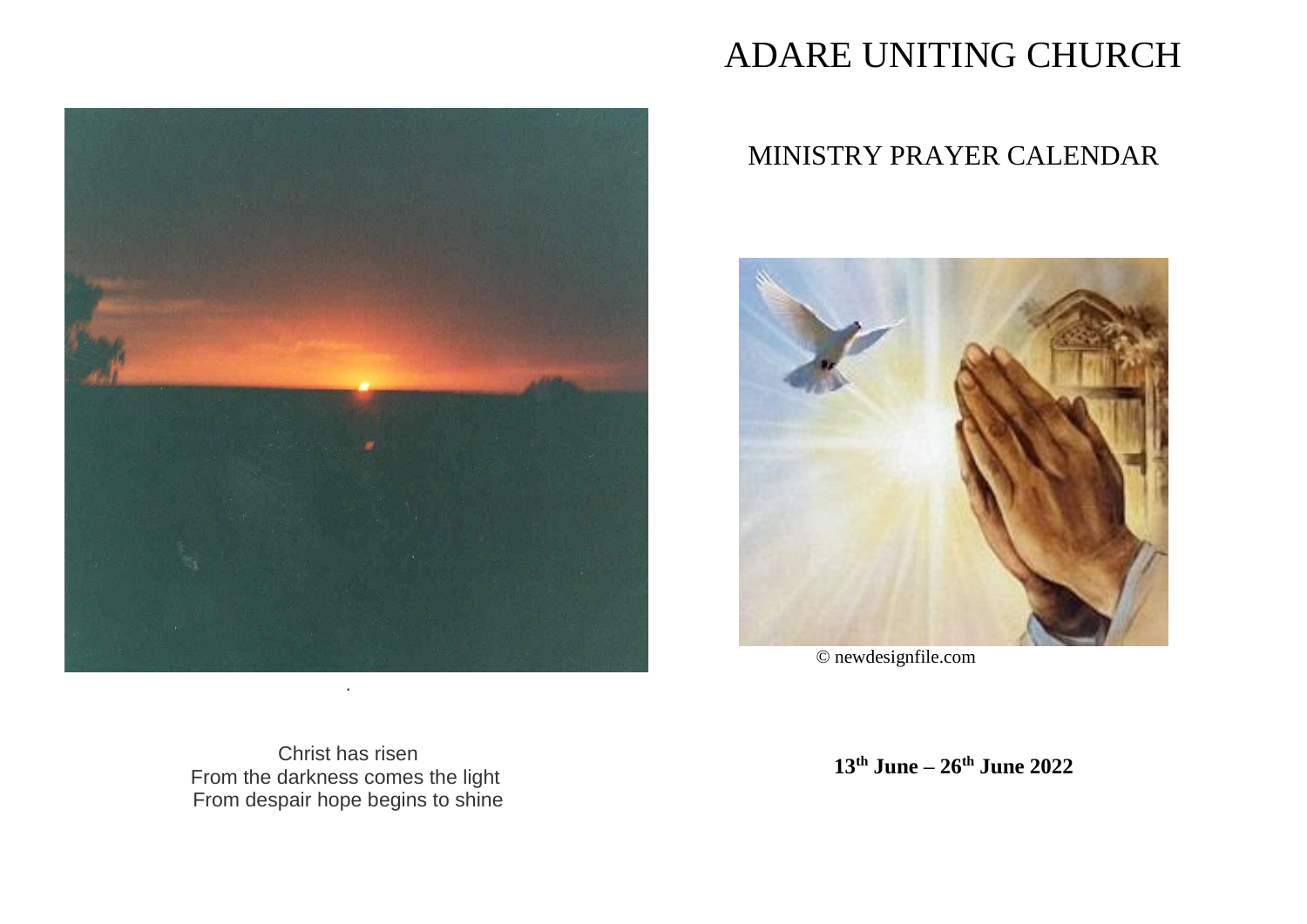Christ has risen
From the darkness comes the light
From despair hope begins to shine

# ADARE UNITING CHURCH

## MINISTRY PRAYER CALENDAR

© newdesignfile.com

**13th June – 26th June 2022**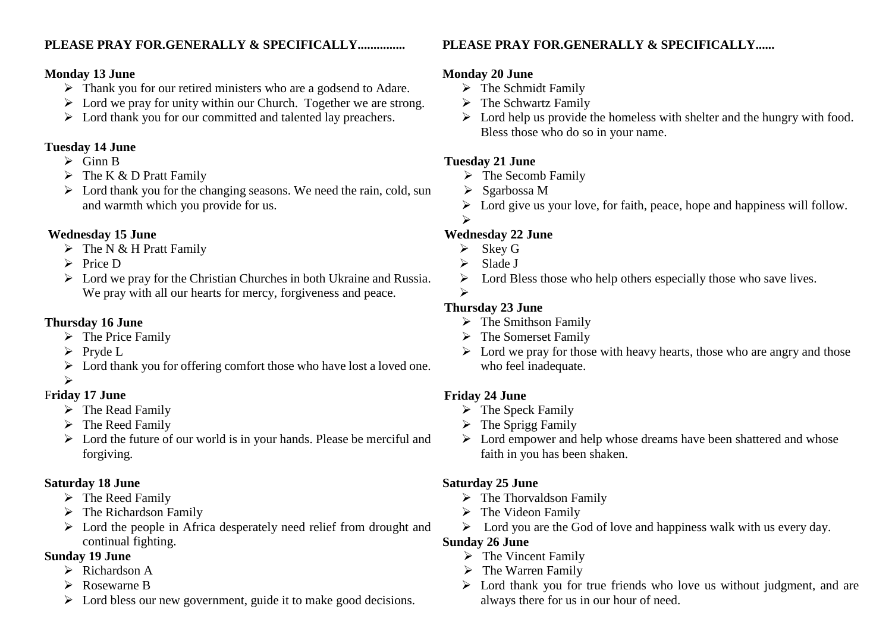**PLEASE PRAY FOR.GENERALLY & SPECIFICALLY...............**

**Monday 13 June**

- Thank you for our retired ministers who are a godsend to Adare.
- Lord we pray for unity within our Church. Together we are strong.
- Lord thank you for our committed and talented lay preachers.

**Tuesday 14 June**

- Ginn B
- The K & D Pratt Family
- Lord thank you for the changing seasons. We need the rain, cold, sun and warmth which you provide for us.

**Wednesday 15 June**

- The N & H Pratt Family
- Price D
- Lord we pray for the Christian Churches in both Ukraine and Russia. We pray with all our hearts for mercy, forgiveness and peace.

**Thursday 16 June**

- The Price Family
- Pryde L
- Lord thank you for offering comfort those who have lost a loved one.

**Friday 17 June**

- The Read Family
- The Reed Family
- Lord the future of our world is in your hands. Please be merciful and forgiving.

**Saturday 18 June**

- The Reed Family
- The Richardson Family
- Lord the people in Africa desperately need relief from drought and continual fighting.

**Sunday 19 June**

- Richardson A
- Rosewarne B
- Lord bless our new government, guide it to make good decisions.

**PLEASE PRAY FOR.GENERALLY & SPECIFICALLY......**

**Monday 20 June**

- The Schmidt Family
- The Schwartz Family
- Lord help us provide the homeless with shelter and the hungry with food. Bless those who do so in your name.

**Tuesday 21 June**

- The Secomb Family
- Sgarbossa M
- Lord give us your love, for faith, peace, hope and happiness will follow.

**Wednesday 22 June**

- Skey G
- Slade J
- Lord Bless those who help others especially those who save lives.

**Thursday 23 June**

- The Smithson Family
- The Somerset Family
- Lord we pray for those with heavy hearts, those who are angry and those who feel inadequate.

**Friday 24 June**

- The Speck Family
- The Sprigg Family
- Lord empower and help whose dreams have been shattered and whose faith in you has been shaken.

**Saturday 25 June**

- The Thorvaldson Family
- The Videon Family
- Lord you are the God of love and happiness walk with us every day.

**Sunday 26 June**

- The Vincent Family
- The Warren Family
- Lord thank you for true friends who love us without judgment, and are always there for us in our hour of need.